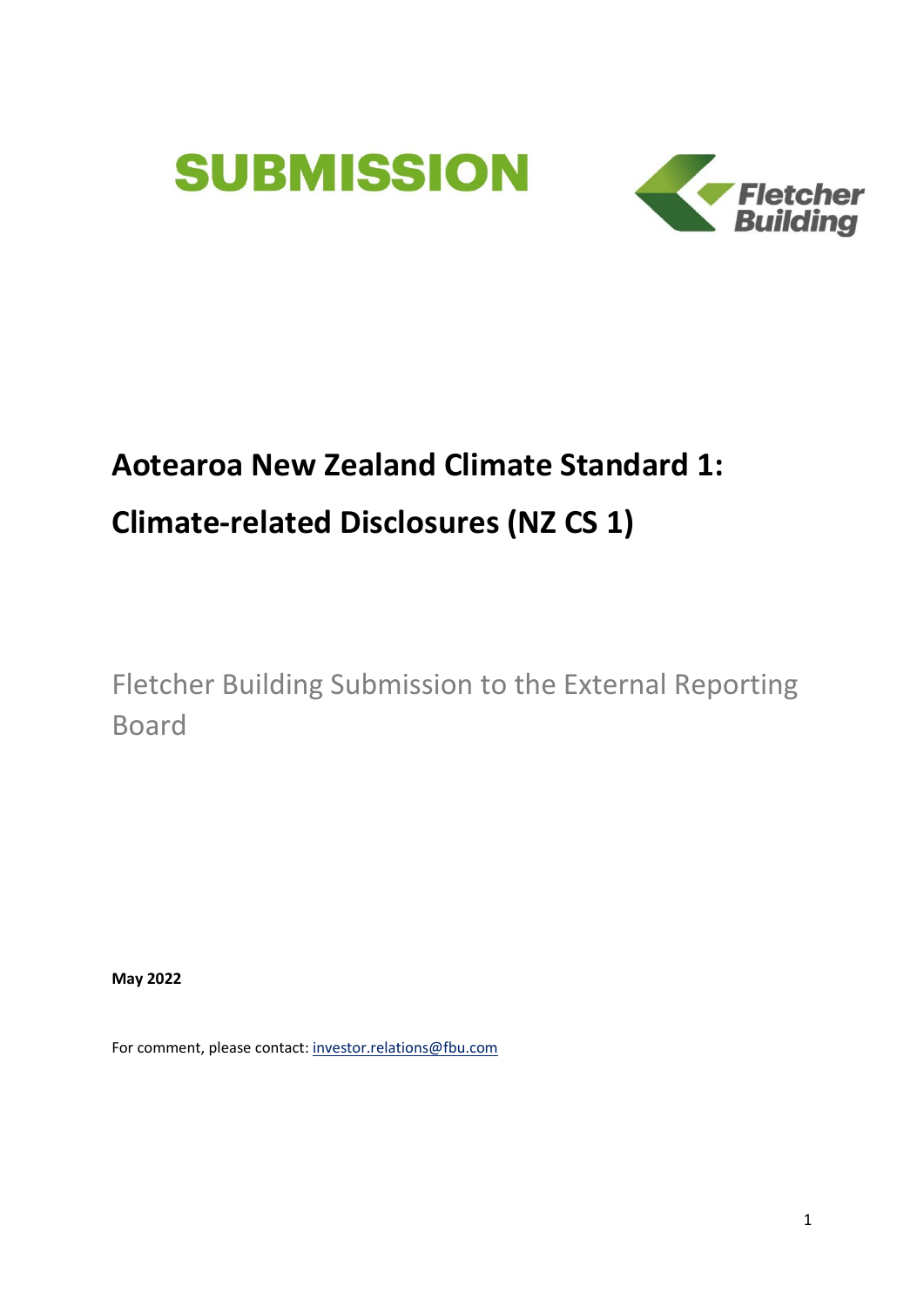# SUBMISSION

Fletcher Building

# Aotearoa New Zealand Climate Standard 1: Climate-related Disclosures (NZ CS 1)

Fletcher Building Submission to the External Reporting Board

**May 2022**

For comment, please contact: investor.relations@fbu.com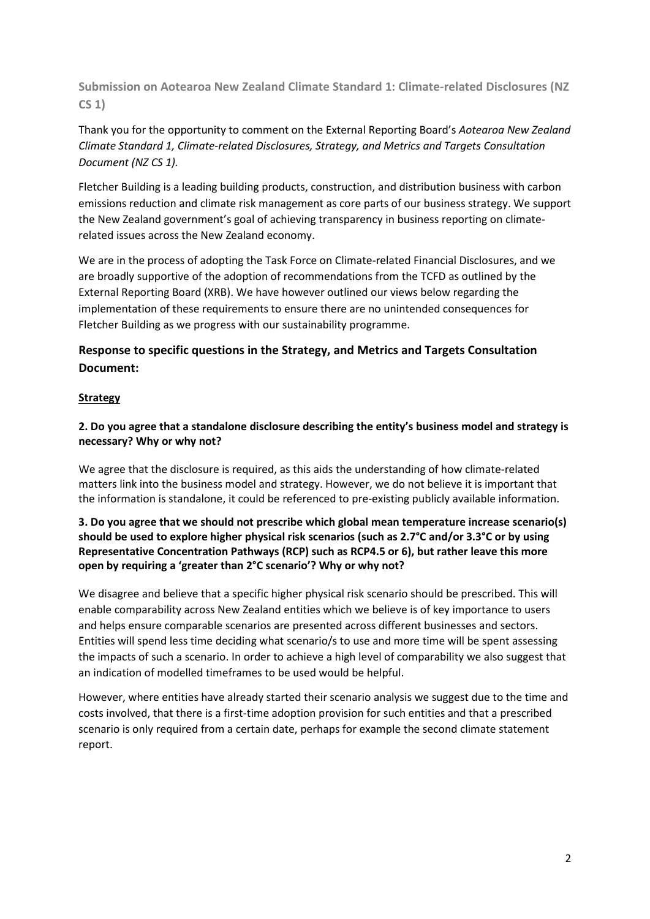## Submission on Aotearoa New Zealand Climate Standard 1: Climate-related Disclosures (NZ CS 1)

Thank you for the opportunity to comment on the External Reporting Board's *Aotearoa New Zealand Climate Standard 1, Climate-related Disclosures, Strategy, and Metrics and Targets Consultation Document (NZ CS 1).*

Fletcher Building is a leading building products, construction, and distribution business with carbon emissions reduction and climate risk management as core parts of our business strategy. We support the New Zealand government's goal of achieving transparency in business reporting on climate-related issues across the New Zealand economy.

We are in the process of adopting the Task Force on Climate-related Financial Disclosures, and we are broadly supportive of the adoption of recommendations from the TCFD as outlined by the External Reporting Board (XRB). We have however outlined our views below regarding the implementation of these requirements to ensure there are no unintended consequences for Fletcher Building as we progress with our sustainability programme.

## Response to specific questions in the Strategy, and Metrics and Targets Consultation Document:

### <u>Strategy</u>

**2. Do you agree that a standalone disclosure describing the entity's business model and strategy is necessary? Why or why not?**

We agree that the disclosure is required, as this aids the understanding of how climate-related matters link into the business model and strategy. However, we do not believe it is important that the information is standalone, it could be referenced to pre-existing publicly available information.

**3. Do you agree that we should not prescribe which global mean temperature increase scenario(s) should be used to explore higher physical risk scenarios (such as 2.7°C and/or 3.3°C or by using Representative Concentration Pathways (RCP) such as RCP4.5 or 6), but rather leave this more open by requiring a 'greater than 2°C scenario'? Why or why not?**

We disagree and believe that a specific higher physical risk scenario should be prescribed. This will enable comparability across New Zealand entities which we believe is of key importance to users and helps ensure comparable scenarios are presented across different businesses and sectors. Entities will spend less time deciding what scenario/s to use and more time will be spent assessing the impacts of such a scenario. In order to achieve a high level of comparability we also suggest that an indication of modelled timeframes to be used would be helpful.

However, where entities have already started their scenario analysis we suggest due to the time and costs involved, that there is a first-time adoption provision for such entities and that a prescribed scenario is only required from a certain date, perhaps for example the second climate statement report.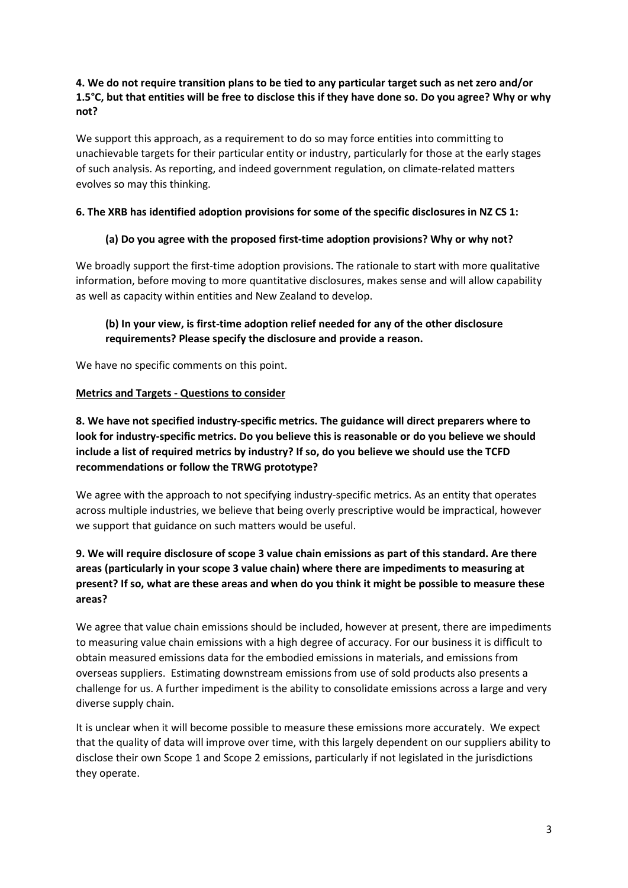**4. We do not require transition plans to be tied to any particular target such as net zero and/or 1.5°C, but that entities will be free to disclose this if they have done so. Do you agree? Why or why not?**

We support this approach, as a requirement to do so may force entities into committing to unachievable targets for their particular entity or industry, particularly for those at the early stages of such analysis. As reporting, and indeed government regulation, on climate-related matters evolves so may this thinking.

**6. The XRB has identified adoption provisions for some of the specific disclosures in NZ CS 1:**

**(a) Do you agree with the proposed first-time adoption provisions? Why or why not?**

We broadly support the first-time adoption provisions. The rationale to start with more qualitative information, before moving to more quantitative disclosures, makes sense and will allow capability as well as capacity within entities and New Zealand to develop.

**(b) In your view, is first-time adoption relief needed for any of the other disclosure requirements? Please specify the disclosure and provide a reason.**

We have no specific comments on this point.

**Metrics and Targets - Questions to consider**

**8. We have not specified industry-specific metrics. The guidance will direct preparers where to look for industry-specific metrics. Do you believe this is reasonable or do you believe we should include a list of required metrics by industry? If so, do you believe we should use the TCFD recommendations or follow the TRWG prototype?**

We agree with the approach to not specifying industry-specific metrics. As an entity that operates across multiple industries, we believe that being overly prescriptive would be impractical, however we support that guidance on such matters would be useful.

**9. We will require disclosure of scope 3 value chain emissions as part of this standard. Are there areas (particularly in your scope 3 value chain) where there are impediments to measuring at present? If so, what are these areas and when do you think it might be possible to measure these areas?**

We agree that value chain emissions should be included, however at present, there are impediments to measuring value chain emissions with a high degree of accuracy. For our business it is difficult to obtain measured emissions data for the embodied emissions in materials, and emissions from overseas suppliers. Estimating downstream emissions from use of sold products also presents a challenge for us. A further impediment is the ability to consolidate emissions across a large and very diverse supply chain.

It is unclear when it will become possible to measure these emissions more accurately. We expect that the quality of data will improve over time, with this largely dependent on our suppliers ability to disclose their own Scope 1 and Scope 2 emissions, particularly if not legislated in the jurisdictions they operate.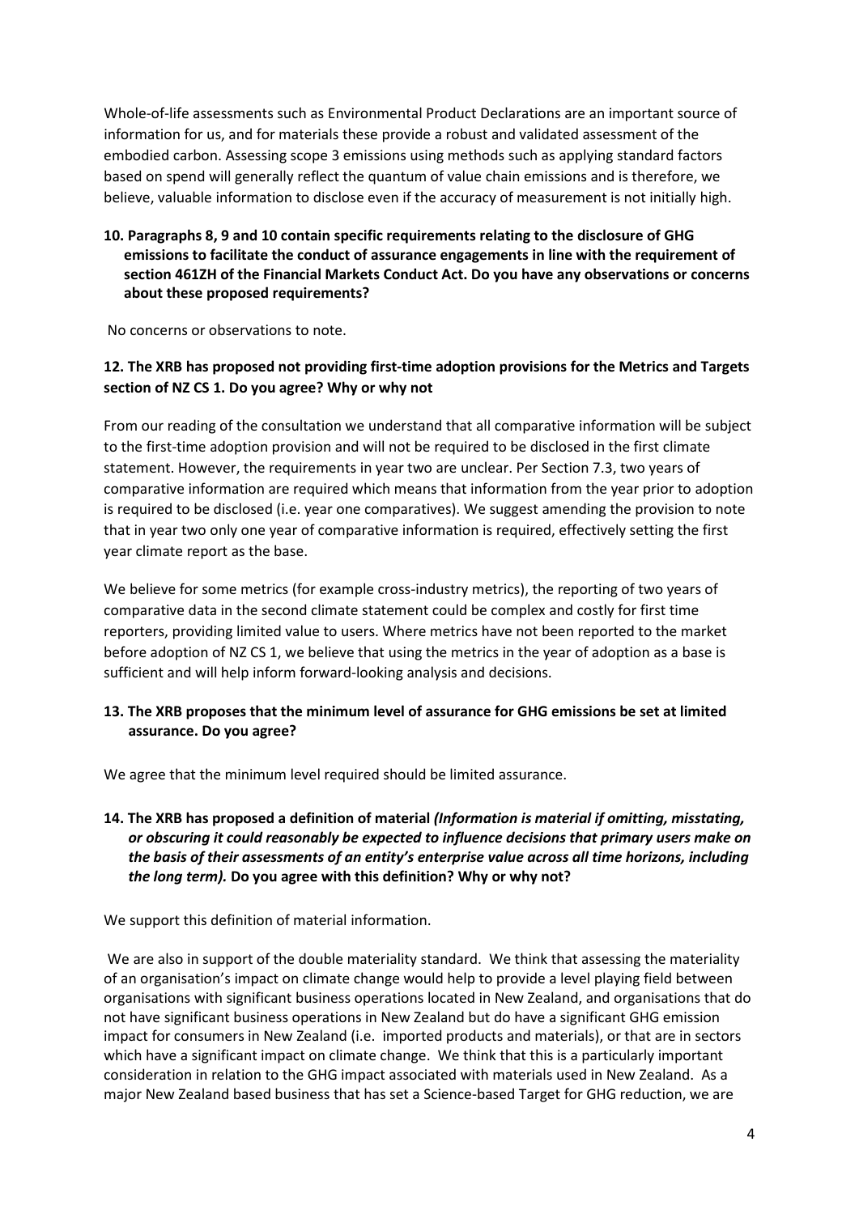Whole-of-life assessments such as Environmental Product Declarations are an important source of information for us, and for materials these provide a robust and validated assessment of the embodied carbon. Assessing scope 3 emissions using methods such as applying standard factors based on spend will generally reflect the quantum of value chain emissions and is therefore, we believe, valuable information to disclose even if the accuracy of measurement is not initially high.

**10. Paragraphs 8, 9 and 10 contain specific requirements relating to the disclosure of GHG emissions to facilitate the conduct of assurance engagements in line with the requirement of section 461ZH of the Financial Markets Conduct Act. Do you have any observations or concerns about these proposed requirements?**

No concerns or observations to note.

**12. The XRB has proposed not providing first-time adoption provisions for the Metrics and Targets section of NZ CS 1. Do you agree? Why or why not**

From our reading of the consultation we understand that all comparative information will be subject to the first-time adoption provision and will not be required to be disclosed in the first climate statement. However, the requirements in year two are unclear. Per Section 7.3, two years of comparative information are required which means that information from the year prior to adoption is required to be disclosed (i.e. year one comparatives). We suggest amending the provision to note that in year two only one year of comparative information is required, effectively setting the first year climate report as the base.

We believe for some metrics (for example cross-industry metrics), the reporting of two years of comparative data in the second climate statement could be complex and costly for first time reporters, providing limited value to users. Where metrics have not been reported to the market before adoption of NZ CS 1, we believe that using the metrics in the year of adoption as a base is sufficient and will help inform forward-looking analysis and decisions.

**13. The XRB proposes that the minimum level of assurance for GHG emissions be set at limited assurance. Do you agree?**

We agree that the minimum level required should be limited assurance.

**14. The XRB has proposed a definition of material *(Information is material if omitting, misstating, or obscuring it could reasonably be expected to influence decisions that primary users make on the basis of their assessments of an entity's enterprise value across all time horizons, including the long term).* Do you agree with this definition? Why or why not?**

We support this definition of material information.

We are also in support of the double materiality standard. We think that assessing the materiality of an organisation's impact on climate change would help to provide a level playing field between organisations with significant business operations located in New Zealand, and organisations that do not have significant business operations in New Zealand but do have a significant GHG emission impact for consumers in New Zealand (i.e. imported products and materials), or that are in sectors which have a significant impact on climate change. We think that this is a particularly important consideration in relation to the GHG impact associated with materials used in New Zealand. As a major New Zealand based business that has set a Science-based Target for GHG reduction, we are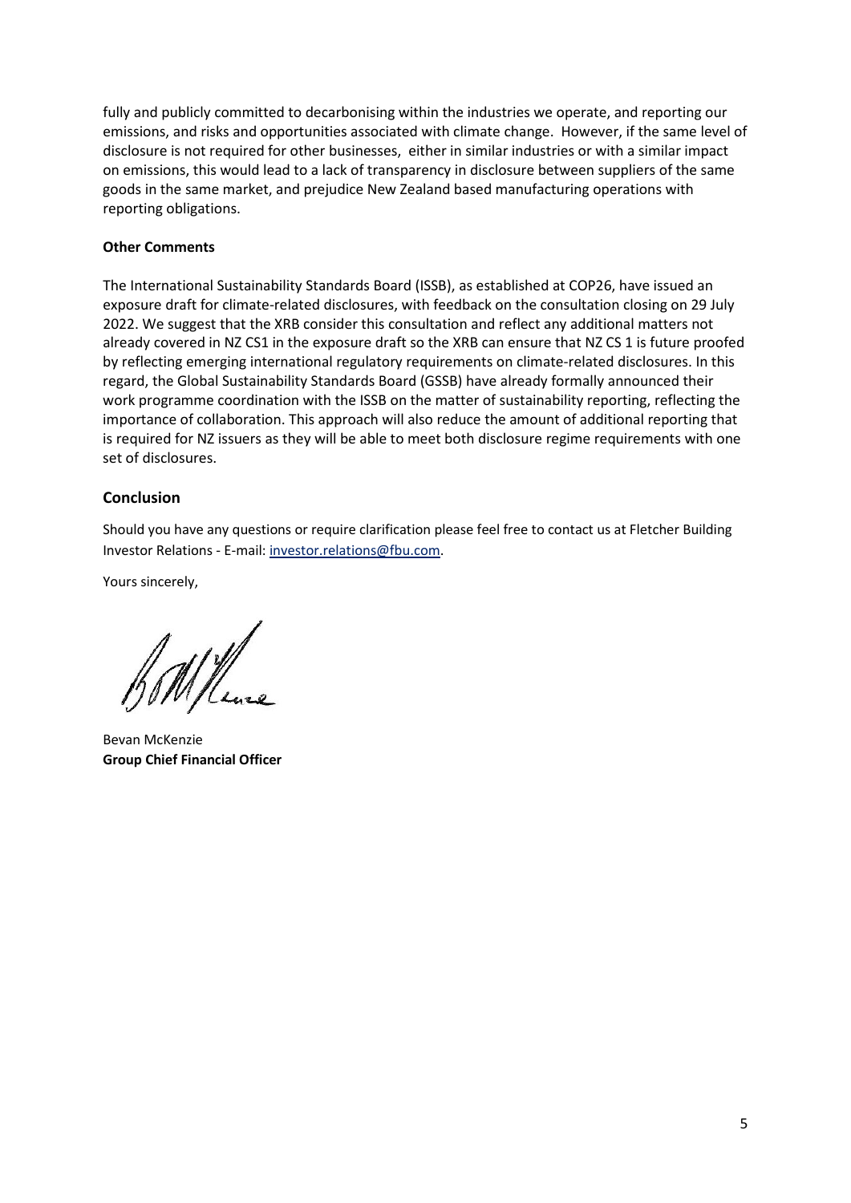fully and publicly committed to decarbonising within the industries we operate, and reporting our emissions, and risks and opportunities associated with climate change. However, if the same level of disclosure is not required for other businesses, either in similar industries or with a similar impact on emissions, this would lead to a lack of transparency in disclosure between suppliers of the same goods in the same market, and prejudice New Zealand based manufacturing operations with reporting obligations.

**Other Comments**

The International Sustainability Standards Board (ISSB), as established at COP26, have issued an exposure draft for climate-related disclosures, with feedback on the consultation closing on 29 July 2022. We suggest that the XRB consider this consultation and reflect any additional matters not already covered in NZ CS1 in the exposure draft so the XRB can ensure that NZ CS 1 is future proofed by reflecting emerging international regulatory requirements on climate-related disclosures. In this regard, the Global Sustainability Standards Board (GSSB) have already formally announced their work programme coordination with the ISSB on the matter of sustainability reporting, reflecting the importance of collaboration. This approach will also reduce the amount of additional reporting that is required for NZ issuers as they will be able to meet both disclosure regime requirements with one set of disclosures.

## Conclusion

Should you have any questions or require clarification please feel free to contact us at Fletcher Building Investor Relations - E-mail: investor.relations@fbu.com.

Yours sincerely,

Bevan McKenzie
**Group Chief Financial Officer**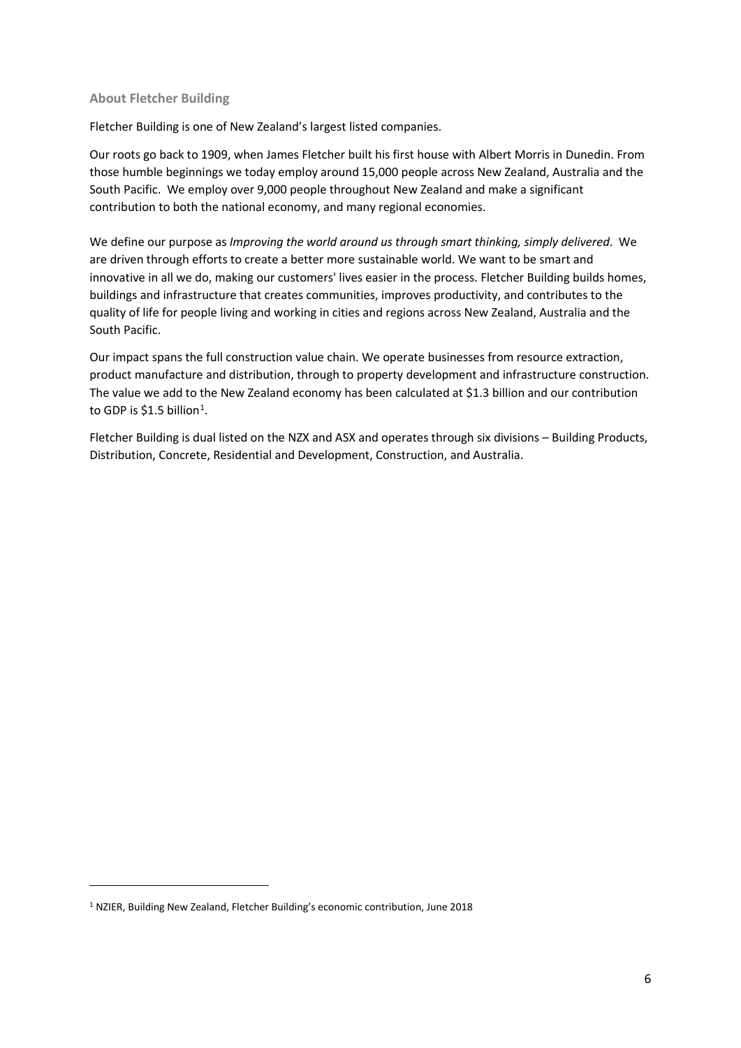## About Fletcher Building

Fletcher Building is one of New Zealand's largest listed companies.

Our roots go back to 1909, when James Fletcher built his first house with Albert Morris in Dunedin. From those humble beginnings we today employ around 15,000 people across New Zealand, Australia and the South Pacific. We employ over 9,000 people throughout New Zealand and make a significant contribution to both the national economy, and many regional economies.

We define our purpose as *Improving the world around us through smart thinking, simply delivered*. We are driven through efforts to create a better more sustainable world. We want to be smart and innovative in all we do, making our customers' lives easier in the process. Fletcher Building builds homes, buildings and infrastructure that creates communities, improves productivity, and contributes to the quality of life for people living and working in cities and regions across New Zealand, Australia and the South Pacific.

Our impact spans the full construction value chain. We operate businesses from resource extraction, product manufacture and distribution, through to property development and infrastructure construction. The value we add to the New Zealand economy has been calculated at $1.3 billion and our contribution to GDP is $1.5 billion[1].

Fletcher Building is dual listed on the NZX and ASX and operates through six divisions – Building Products, Distribution, Concrete, Residential and Development, Construction, and Australia.

[1] NZIER, Building New Zealand, Fletcher Building's economic contribution, June 2018